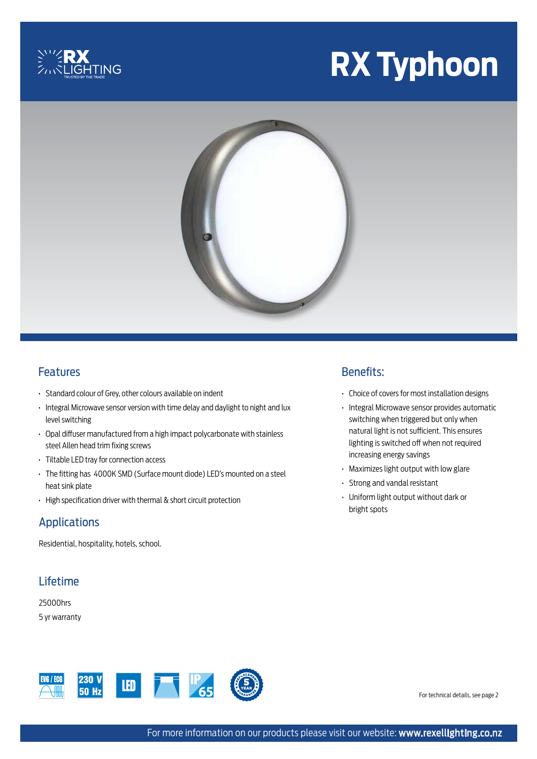# RX Typhoon

## Features

- Standard colour of Grey, other colours available on indent
- Integral Microwave sensor version with time delay and daylight to night and lux level switching
- Opal diffuser manufactured from a high impact polycarbonate with stainless steel Allen head trim fixing screws
- Tiltable LED tray for connection access
- The fitting has 4000K SMD (Surface mount diode) LED's mounted on a steel heat sink plate
- High specification driver with thermal & short circuit protection

## Applications

Residential, hospitality, hotels, school.

## Lifetime

25000hrs

5 yr warranty

## Benefits:

- Choice of covers for most installation designs
- Integral Microwave sensor provides automatic switching when triggered but only when natural light is not sufficient. This ensures lighting is switched off when not required increasing energy savings
- Maximizes light output with low glare
- Strong and vandal resistant
- Uniform light output without dark or bright spots

EVG / ECG | 230 V 50 Hz | LED | IP 65 | 5 YEAR REPLACEMENT GUARANTEE

For technical details, see page 2

For more information on our products please visit our website: **www.rexellighting.co.nz**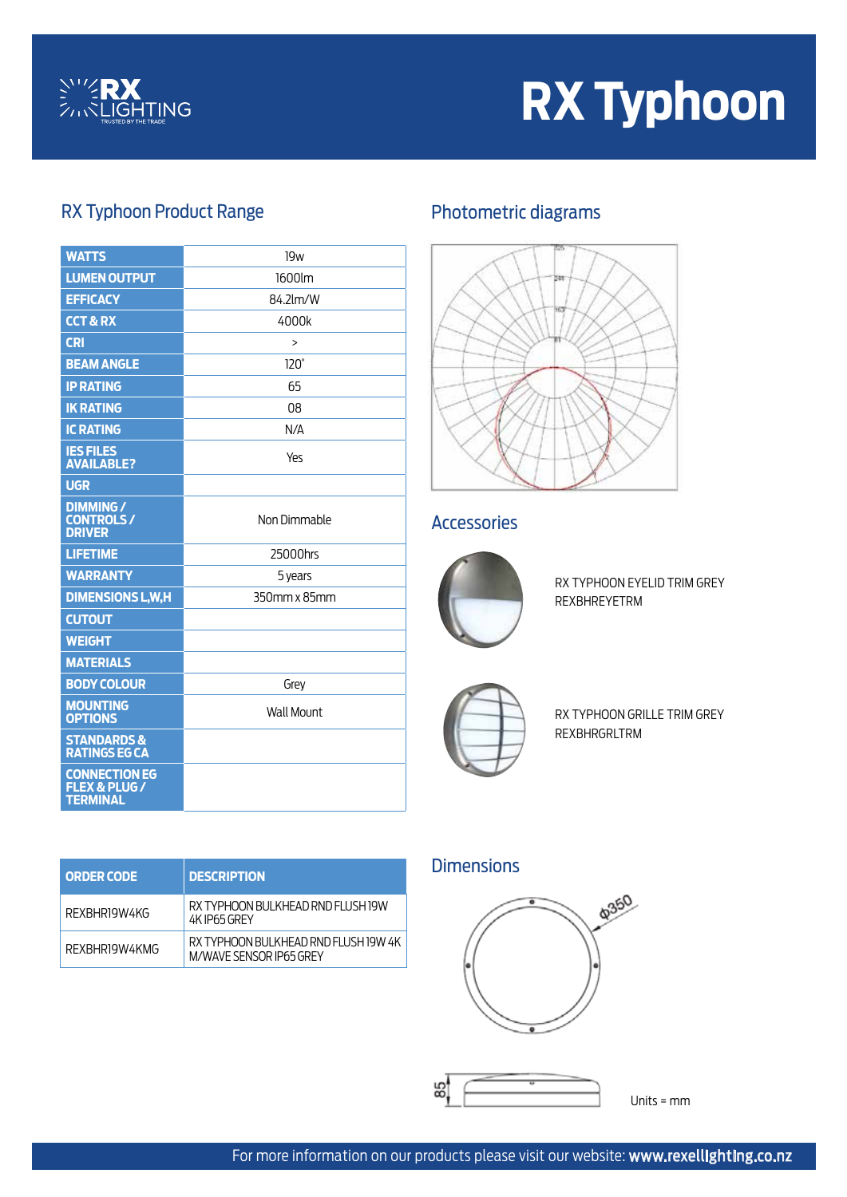# RX Typhoon

## RX Typhoon Product Range

| | |
|---|---|
| WATTS | 19w |
| LUMEN OUTPUT | 1600lm |
| EFFICACY | 84.2lm/W |
| CCT & RX | 4000k |
| CRI | > |
| BEAM ANGLE | 120˚ |
| IP RATING | 65 |
| IK RATING | 08 |
| IC RATING | N/A |
| IES FILES AVAILABLE? | Yes |
| UGR | |
| DIMMING / CONTROLS / DRIVER | Non Dimmable |
| LIFETIME | 25000hrs |
| WARRANTY | 5 years |
| DIMENSIONS L,W,H | 350mm x 85mm |
| CUTOUT | |
| WEIGHT | |
| MATERIALS | |
| BODY COLOUR | Grey |
| MOUNTING OPTIONS | Wall Mount |
| STANDARDS & RATINGS EG CA | |
| CONNECTION EG FLEX & PLUG / TERMINAL | |

| ORDER CODE | DESCRIPTION |
|---|---|
| REXBHR19W4KG | RX TYPHOON BULKHEAD RND FLUSH 19W 4K IP65 GREY |
| REXBHR19W4KMG | RX TYPHOON BULKHEAD RND FLUSH 19W 4K M/WAVE SENSOR IP65 GREY |

## Photometric diagrams

## Accessories

RX TYPHOON EYELID TRIM GREY
REXBHREYETRM

RX TYPHOON GRILLE TRIM GREY
REXBHRGRLTRM

## Dimensions

Φ350

85

Units = mm